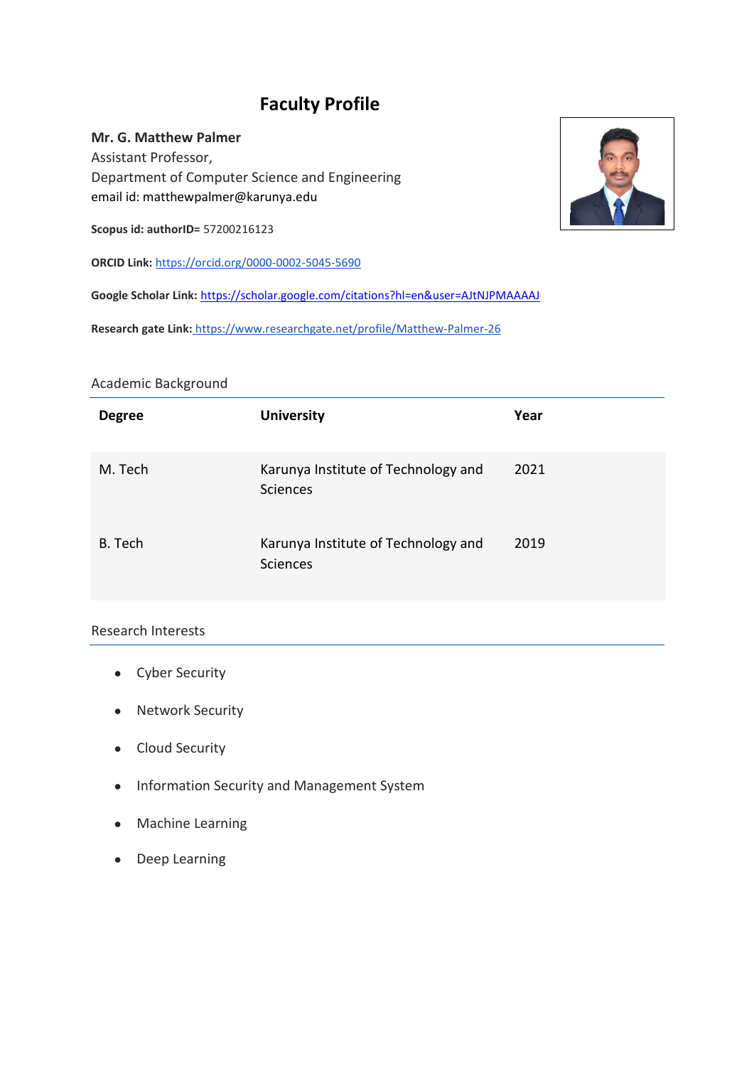# Faculty Profile

**Mr. G. Matthew Palmer**
Assistant Professor,
Department of Computer Science and Engineering
email id: matthewpalmer@karunya.edu

**Scopus id: authorID=** 57200216123

**ORCID Link:** https://orcid.org/0000-0002-5045-5690

**Google Scholar Link:** https://scholar.google.com/citations?hl=en&user=AJtNJPMAAAAJ

**Research gate Link:** https://www.researchgate.net/profile/Matthew-Palmer-26

## Academic Background

| Degree | University | Year |
|---|---|---|
| M. Tech | Karunya Institute of Technology and Sciences | 2021 |
| B. Tech | Karunya Institute of Technology and Sciences | 2019 |

## Research Interests

- Cyber Security
- Network Security
- Cloud Security
- Information Security and Management System
- Machine Learning
- Deep Learning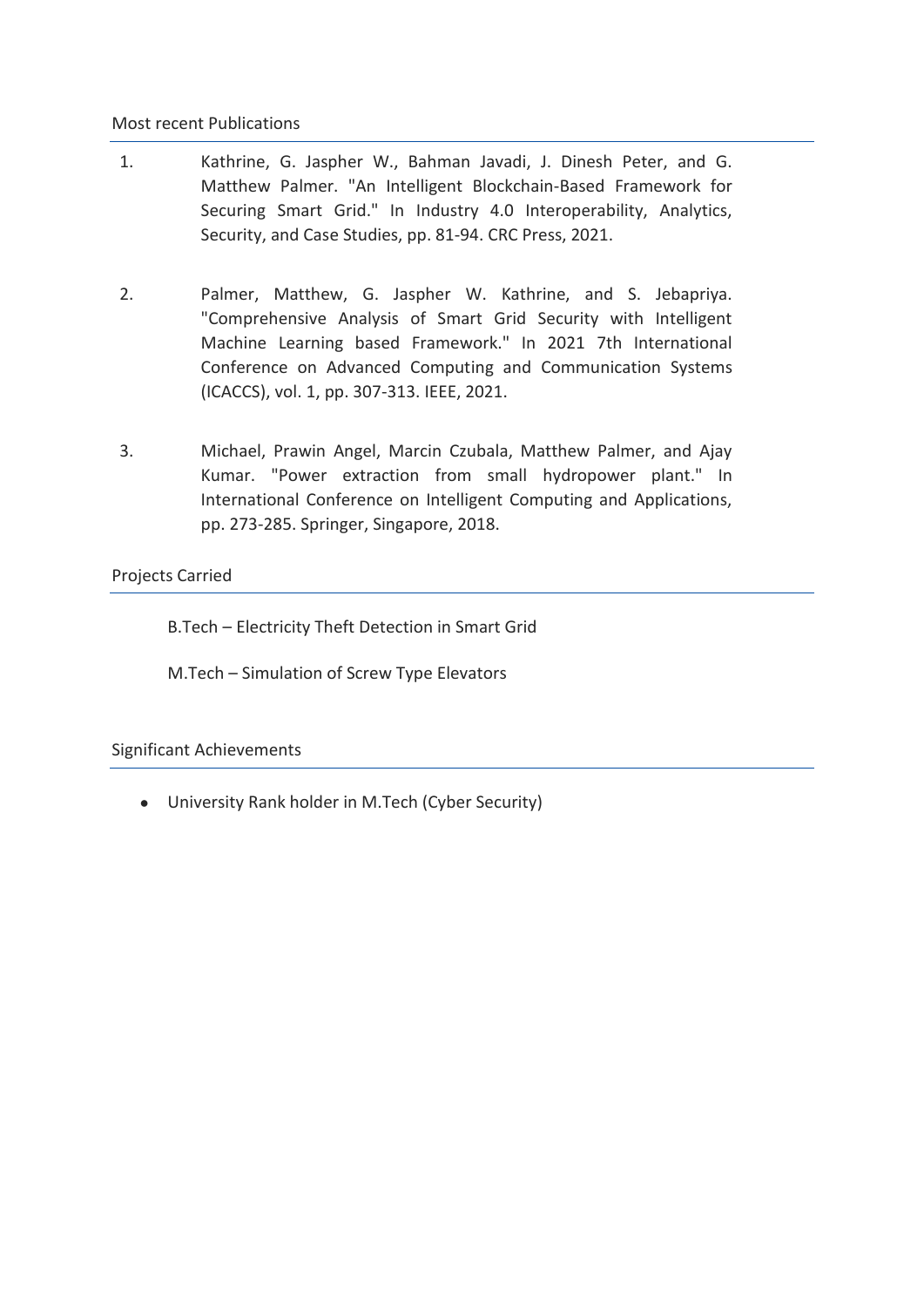## Most recent Publications

1. Kathrine, G. Jaspher W., Bahman Javadi, J. Dinesh Peter, and G. Matthew Palmer. "An Intelligent Blockchain-Based Framework for Securing Smart Grid." In Industry 4.0 Interoperability, Analytics, Security, and Case Studies, pp. 81-94. CRC Press, 2021.

2. Palmer, Matthew, G. Jaspher W. Kathrine, and S. Jebapriya. "Comprehensive Analysis of Smart Grid Security with Intelligent Machine Learning based Framework." In 2021 7th International Conference on Advanced Computing and Communication Systems (ICACCS), vol. 1, pp. 307-313. IEEE, 2021.

3. Michael, Prawin Angel, Marcin Czubala, Matthew Palmer, and Ajay Kumar. "Power extraction from small hydropower plant." In International Conference on Intelligent Computing and Applications, pp. 273-285. Springer, Singapore, 2018.

## Projects Carried

B.Tech – Electricity Theft Detection in Smart Grid

M.Tech – Simulation of Screw Type Elevators

## Significant Achievements

- University Rank holder in M.Tech (Cyber Security)